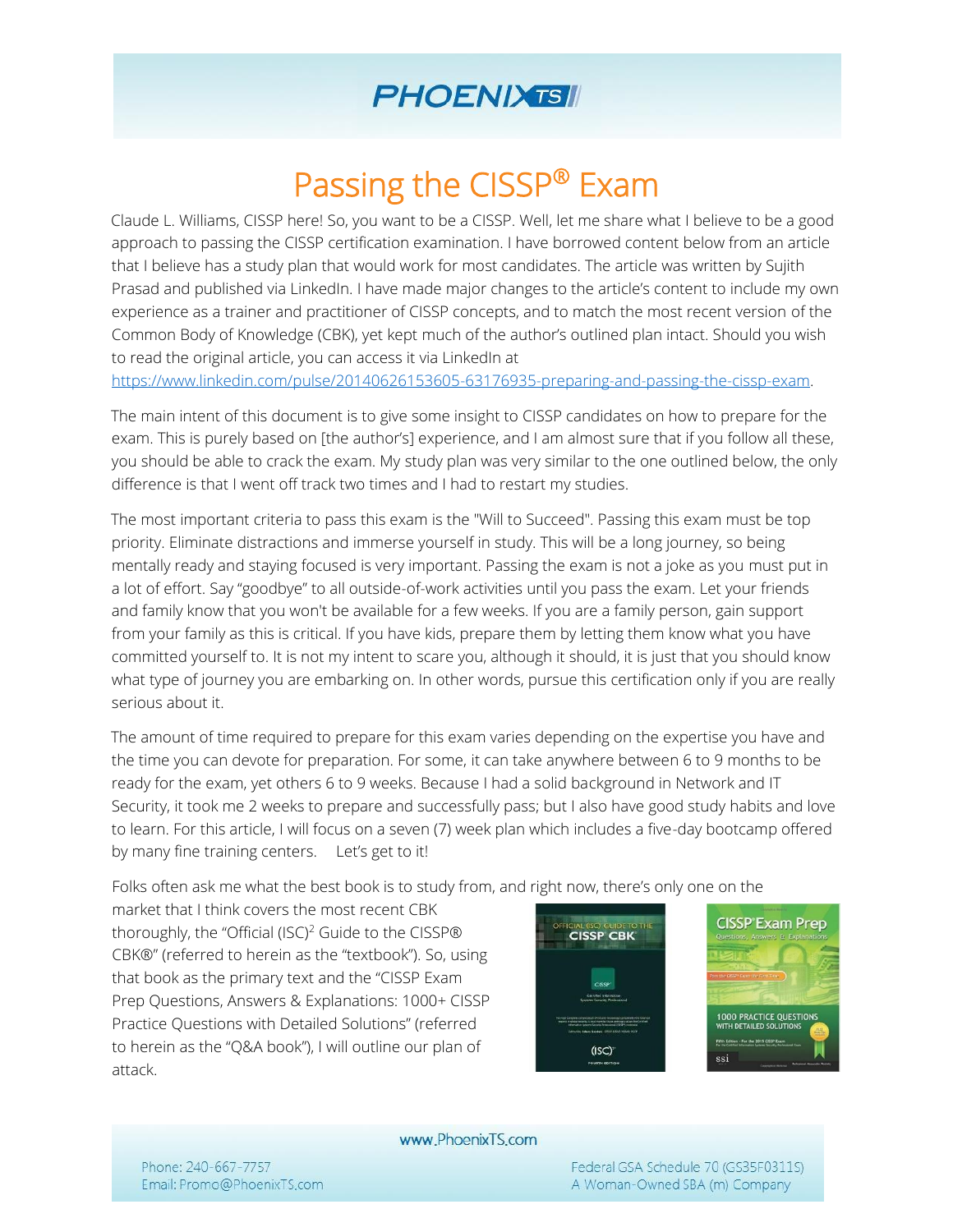# Passing the CISSP® Exam

Claude L. Williams, CISSP here! So, you want to be a CISSP. Well, let me share what I believe to be a good approach to passing the CISSP certification examination. I have borrowed content below from an article that I believe has a study plan that would work for most candidates. The article was written by Sujith Prasad and published via LinkedIn. I have made major changes to the article's content to include my own experience as a trainer and practitioner of CISSP concepts, and to match the most recent version of the Common Body of Knowledge (CBK), yet kept much of the author's outlined plan intact. Should you wish to read the original article, you can access it via LinkedIn at https://www.linkedin.com/pulse/20140626153605-63176935-preparing-and-passing-the-cissp-exam.

The main intent of this document is to give some insight to CISSP candidates on how to prepare for the exam. This is purely based on [the author's] experience, and I am almost sure that if you follow all these, you should be able to crack the exam. My study plan was very similar to the one outlined below, the only difference is that I went off track two times and I had to restart my studies.

The most important criteria to pass this exam is the "Will to Succeed". Passing this exam must be top priority. Eliminate distractions and immerse yourself in study. This will be a long journey, so being mentally ready and staying focused is very important. Passing the exam is not a joke as you must put in a lot of effort. Say "goodbye" to all outside-of-work activities until you pass the exam. Let your friends and family know that you won't be available for a few weeks. If you are a family person, gain support from your family as this is critical. If you have kids, prepare them by letting them know what you have committed yourself to. It is not my intent to scare you, although it should, it is just that you should know what type of journey you are embarking on. In other words, pursue this certification only if you are really serious about it.

The amount of time required to prepare for this exam varies depending on the expertise you have and the time you can devote for preparation. For some, it can take anywhere between 6 to 9 months to be ready for the exam, yet others 6 to 9 weeks. Because I had a solid background in Network and IT Security, it took me 2 weeks to prepare and successfully pass; but I also have good study habits and love to learn. For this article, I will focus on a seven (7) week plan which includes a five-day bootcamp offered by many fine training centers. Let's get to it!

Folks often ask me what the best book is to study from, and right now, there's only one on the market that I think covers the most recent CBK thoroughly, the "Official (ISC)² Guide to the CISSP® CBK®" (referred to herein as the "textbook"). So, using that book as the primary text and the "CISSP Exam Prep Questions, Answers & Explanations: 1000+ CISSP Practice Questions with Detailed Solutions" (referred to herein as the "Q&A book"), I will outline our plan of attack.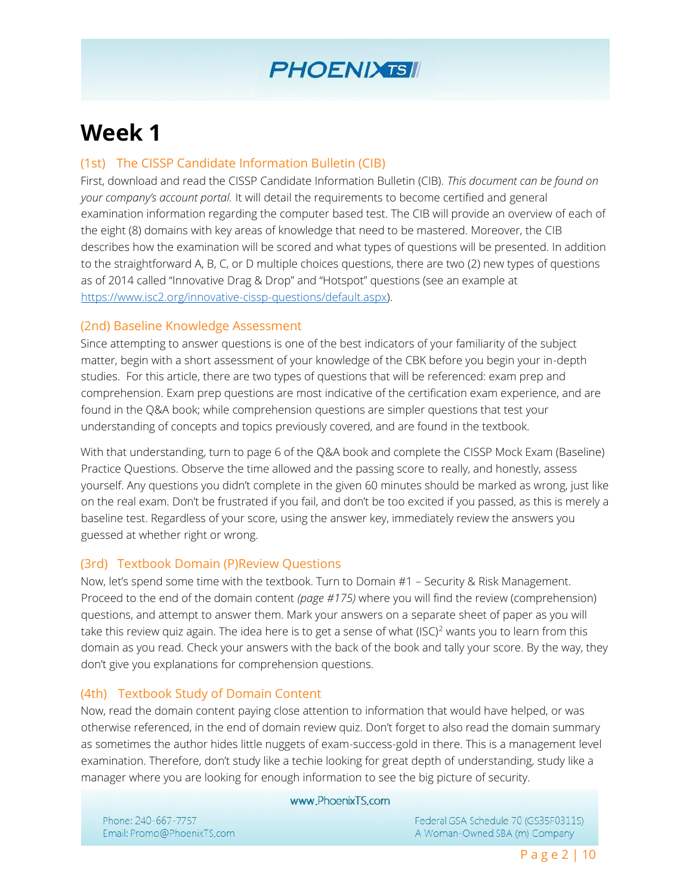# Week 1

## (1st) The CISSP Candidate Information Bulletin (CIB)

First, download and read the CISSP Candidate Information Bulletin (CIB). *This document can be found on your company's account portal.* It will detail the requirements to become certified and general examination information regarding the computer based test. The CIB will provide an overview of each of the eight (8) domains with key areas of knowledge that need to be mastered. Moreover, the CIB describes how the examination will be scored and what types of questions will be presented. In addition to the straightforward A, B, C, or D multiple choices questions, there are two (2) new types of questions as of 2014 called "Innovative Drag & Drop" and "Hotspot" questions (see an example at [https://www.isc2.org/innovative-cissp-questions/default.aspx](https://www.isc2.org/innovative-cissp-questions/default.aspx)).

## (2nd) Baseline Knowledge Assessment

Since attempting to answer questions is one of the best indicators of your familiarity of the subject matter, begin with a short assessment of your knowledge of the CBK before you begin your in-depth studies. For this article, there are two types of questions that will be referenced: exam prep and comprehension. Exam prep questions are most indicative of the certification exam experience, and are found in the Q&A book; while comprehension questions are simpler questions that test your understanding of concepts and topics previously covered, and are found in the textbook.

With that understanding, turn to page 6 of the Q&A book and complete the CISSP Mock Exam (Baseline) Practice Questions. Observe the time allowed and the passing score to really, and honestly, assess yourself. Any questions you didn't complete in the given 60 minutes should be marked as wrong, just like on the real exam. Don't be frustrated if you fail, and don't be too excited if you passed, as this is merely a baseline test. Regardless of your score, using the answer key, immediately review the answers you guessed at whether right or wrong.

## (3rd) Textbook Domain (P)Review Questions

Now, let's spend some time with the textbook. Turn to Domain #1 – Security & Risk Management. Proceed to the end of the domain content *(page #175)* where you will find the review (comprehension) questions, and attempt to answer them. Mark your answers on a separate sheet of paper as you will take this review quiz again. The idea here is to get a sense of what (ISC)$^2$ wants you to learn from this domain as you read. Check your answers with the back of the book and tally your score. By the way, they don't give you explanations for comprehension questions.

## (4th) Textbook Study of Domain Content

Now, read the domain content paying close attention to information that would have helped, or was otherwise referenced, in the end of domain review quiz. Don't forget to also read the domain summary as sometimes the author hides little nuggets of exam-success-gold in there. This is a management level examination. Therefore, don't study like a techie looking for great depth of understanding, study like a manager where you are looking for enough information to see the big picture of security.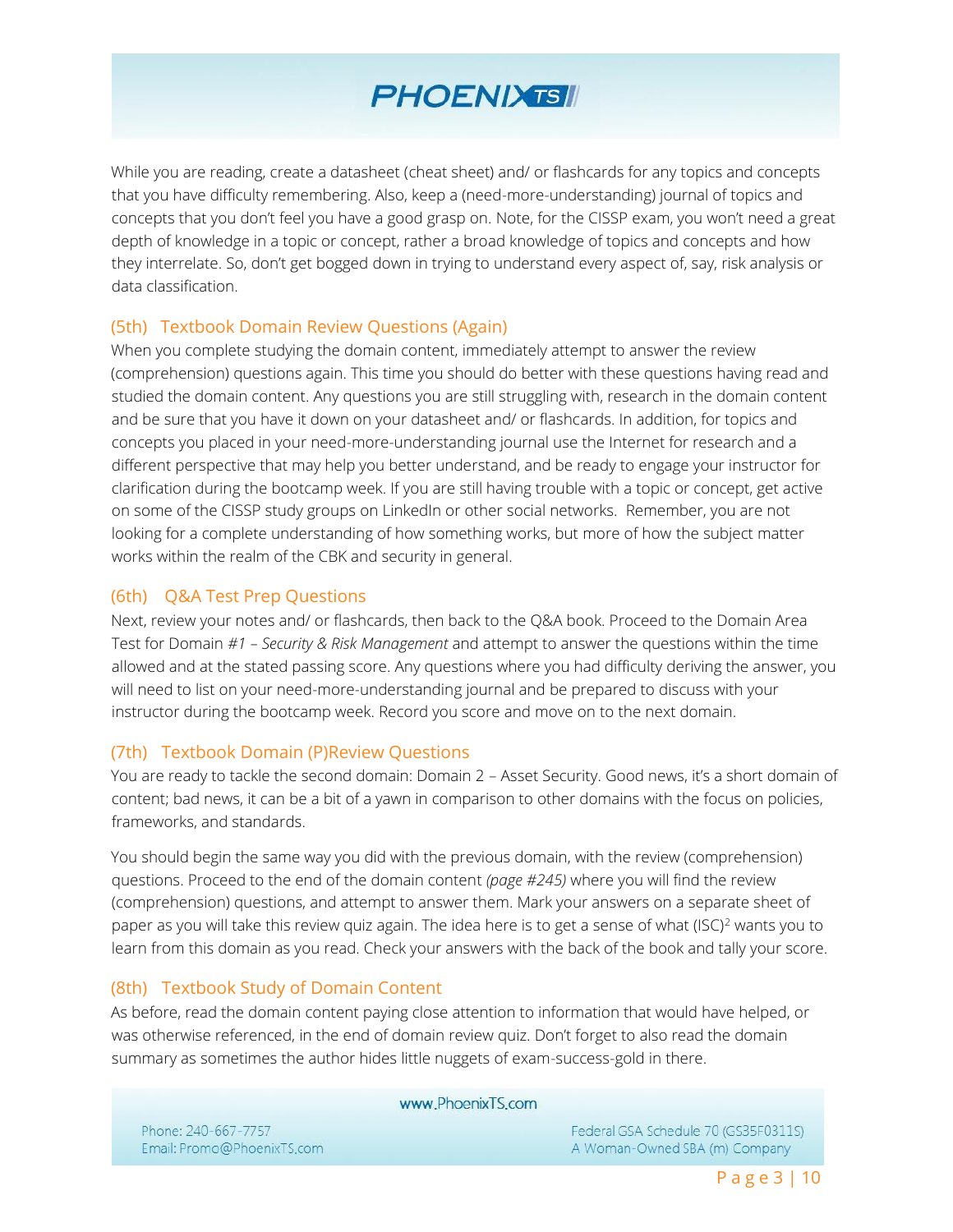While you are reading, create a datasheet (cheat sheet) and/ or flashcards for any topics and concepts that you have difficulty remembering. Also, keep a (need-more-understanding) journal of topics and concepts that you don't feel you have a good grasp on. Note, for the CISSP exam, you won't need a great depth of knowledge in a topic or concept, rather a broad knowledge of topics and concepts and how they interrelate. So, don't get bogged down in trying to understand every aspect of, say, risk analysis or data classification.

### (5th) Textbook Domain Review Questions (Again)

When you complete studying the domain content, immediately attempt to answer the review (comprehension) questions again. This time you should do better with these questions having read and studied the domain content. Any questions you are still struggling with, research in the domain content and be sure that you have it down on your datasheet and/ or flashcards. In addition, for topics and concepts you placed in your need-more-understanding journal use the Internet for research and a different perspective that may help you better understand, and be ready to engage your instructor for clarification during the bootcamp week. If you are still having trouble with a topic or concept, get active on some of the CISSP study groups on LinkedIn or other social networks. Remember, you are not looking for a complete understanding of how something works, but more of how the subject matter works within the realm of the CBK and security in general.

### (6th) Q&A Test Prep Questions

Next, review your notes and/ or flashcards, then back to the Q&A book. Proceed to the Domain Area Test for Domain *#1 – Security & Risk Management* and attempt to answer the questions within the time allowed and at the stated passing score. Any questions where you had difficulty deriving the answer, you will need to list on your need-more-understanding journal and be prepared to discuss with your instructor during the bootcamp week. Record you score and move on to the next domain.

### (7th) Textbook Domain (P)Review Questions

You are ready to tackle the second domain: Domain 2 – Asset Security. Good news, it's a short domain of content; bad news, it can be a bit of a yawn in comparison to other domains with the focus on policies, frameworks, and standards.

You should begin the same way you did with the previous domain, with the review (comprehension) questions. Proceed to the end of the domain content *(page #245)* where you will find the review (comprehension) questions, and attempt to answer them. Mark your answers on a separate sheet of paper as you will take this review quiz again. The idea here is to get a sense of what $(ISC)^2$ wants you to learn from this domain as you read. Check your answers with the back of the book and tally your score.

### (8th) Textbook Study of Domain Content

As before, read the domain content paying close attention to information that would have helped, or was otherwise referenced, in the end of domain review quiz. Don't forget to also read the domain summary as sometimes the author hides little nuggets of exam-success-gold in there.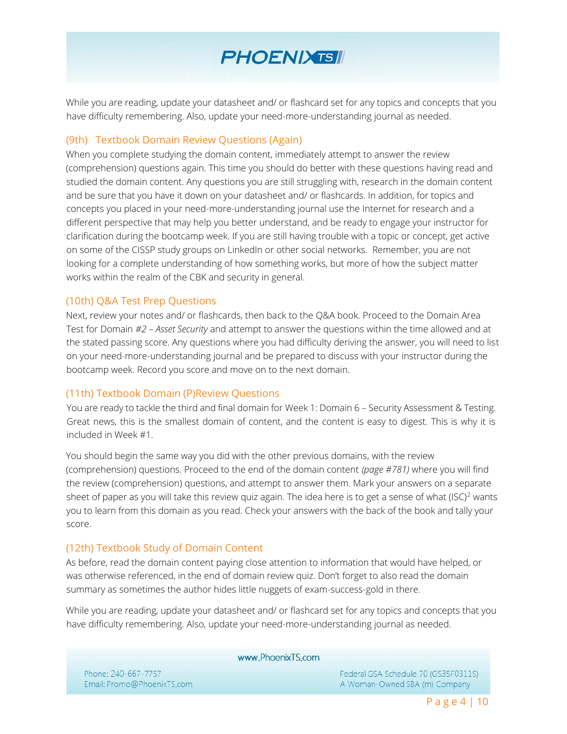While you are reading, update your datasheet and/ or flashcard set for any topics and concepts that you have difficulty remembering. Also, update your need-more-understanding journal as needed.

### (9th) Textbook Domain Review Questions (Again)

When you complete studying the domain content, immediately attempt to answer the review (comprehension) questions again. This time you should do better with these questions having read and studied the domain content. Any questions you are still struggling with, research in the domain content and be sure that you have it down on your datasheet and/ or flashcards. In addition, for topics and concepts you placed in your need-more-understanding journal use the Internet for research and a different perspective that may help you better understand, and be ready to engage your instructor for clarification during the bootcamp week. If you are still having trouble with a topic or concept, get active on some of the CISSP study groups on LinkedIn or other social networks. Remember, you are not looking for a complete understanding of how something works, but more of how the subject matter works within the realm of the CBK and security in general.

### (10th) Q&A Test Prep Questions

Next, review your notes and/ or flashcards, then back to the Q&A book. Proceed to the Domain Area Test for Domain #2 – *Asset Security* and attempt to answer the questions within the time allowed and at the stated passing score. Any questions where you had difficulty deriving the answer, you will need to list on your need-more-understanding journal and be prepared to discuss with your instructor during the bootcamp week. Record you score and move on to the next domain.

### (11th) Textbook Domain (P)Review Questions

You are ready to tackle the third and final domain for Week 1: Domain 6 – Security Assessment & Testing. Great news, this is the smallest domain of content, and the content is easy to digest. This is why it is included in Week #1.

You should begin the same way you did with the other previous domains, with the review (comprehension) questions. Proceed to the end of the domain content *(page #781)* where you will find the review (comprehension) questions, and attempt to answer them. Mark your answers on a separate sheet of paper as you will take this review quiz again. The idea here is to get a sense of what $(ISC)^2$ wants you to learn from this domain as you read. Check your answers with the back of the book and tally your score.

### (12th) Textbook Study of Domain Content

As before, read the domain content paying close attention to information that would have helped, or was otherwise referenced, in the end of domain review quiz. Don't forget to also read the domain summary as sometimes the author hides little nuggets of exam-success-gold in there.

While you are reading, update your datasheet and/ or flashcard set for any topics and concepts that you have difficulty remembering. Also, update your need-more-understanding journal as needed.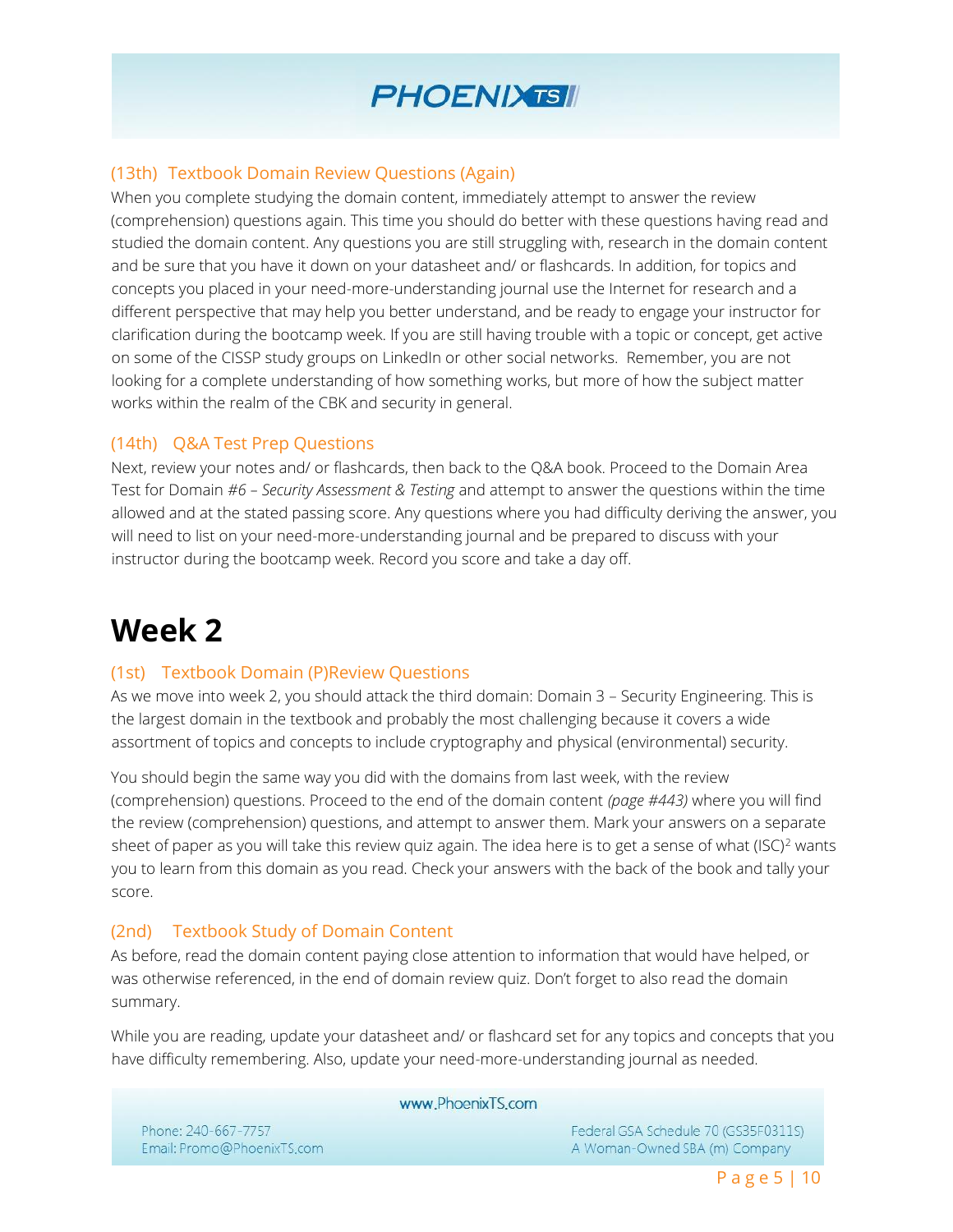### (13th) Textbook Domain Review Questions (Again)

When you complete studying the domain content, immediately attempt to answer the review (comprehension) questions again. This time you should do better with these questions having read and studied the domain content. Any questions you are still struggling with, research in the domain content and be sure that you have it down on your datasheet and/ or flashcards. In addition, for topics and concepts you placed in your need-more-understanding journal use the Internet for research and a different perspective that may help you better understand, and be ready to engage your instructor for clarification during the bootcamp week. If you are still having trouble with a topic or concept, get active on some of the CISSP study groups on LinkedIn or other social networks. Remember, you are not looking for a complete understanding of how something works, but more of how the subject matter works within the realm of the CBK and security in general.

### (14th) Q&A Test Prep Questions

Next, review your notes and/ or flashcards, then back to the Q&A book. Proceed to the Domain Area Test for Domain *#6 – Security Assessment & Testing* and attempt to answer the questions within the time allowed and at the stated passing score. Any questions where you had difficulty deriving the answer, you will need to list on your need-more-understanding journal and be prepared to discuss with your instructor during the bootcamp week. Record you score and take a day off.

# Week 2

### (1st) Textbook Domain (P)Review Questions

As we move into week 2, you should attack the third domain: Domain 3 – Security Engineering. This is the largest domain in the textbook and probably the most challenging because it covers a wide assortment of topics and concepts to include cryptography and physical (environmental) security.

You should begin the same way you did with the domains from last week, with the review (comprehension) questions. Proceed to the end of the domain content *(page #443)* where you will find the review (comprehension) questions, and attempt to answer them. Mark your answers on a separate sheet of paper as you will take this review quiz again. The idea here is to get a sense of what (ISC)[2] wants you to learn from this domain as you read. Check your answers with the back of the book and tally your score.

### (2nd) Textbook Study of Domain Content

As before, read the domain content paying close attention to information that would have helped, or was otherwise referenced, in the end of domain review quiz. Don't forget to also read the domain summary.

While you are reading, update your datasheet and/ or flashcard set for any topics and concepts that you have difficulty remembering. Also, update your need-more-understanding journal as needed.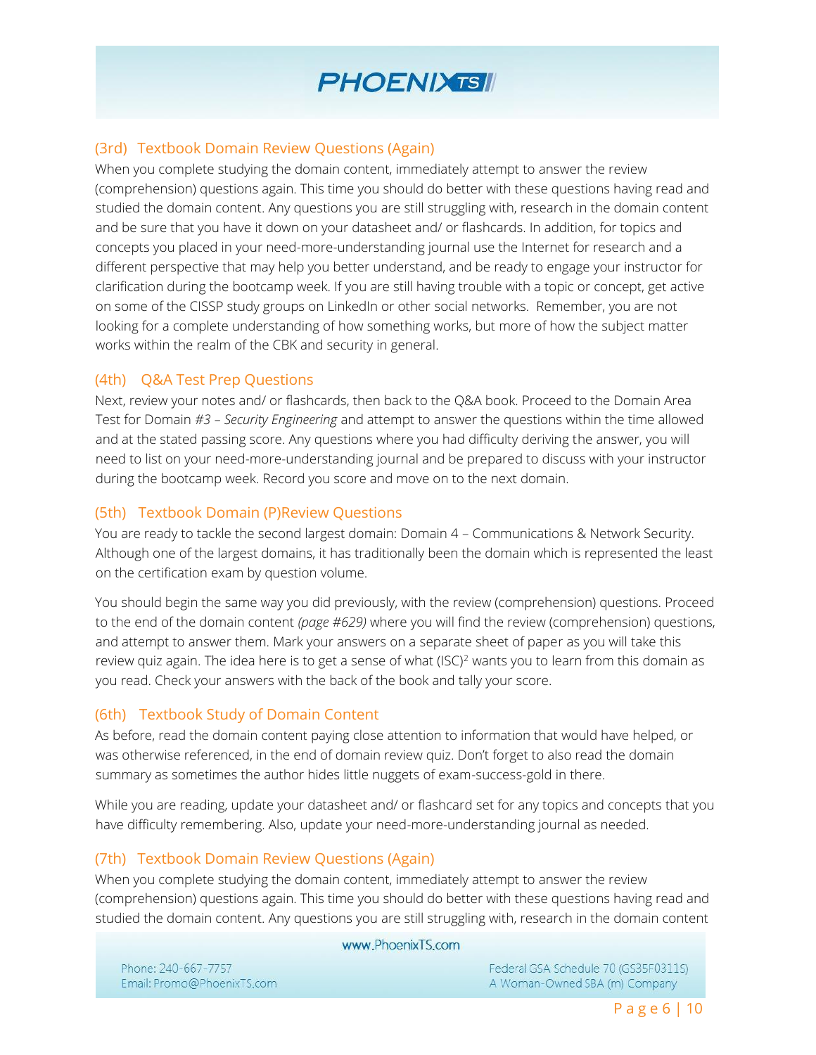### (3rd) Textbook Domain Review Questions (Again)

When you complete studying the domain content, immediately attempt to answer the review (comprehension) questions again. This time you should do better with these questions having read and studied the domain content. Any questions you are still struggling with, research in the domain content and be sure that you have it down on your datasheet and/ or flashcards. In addition, for topics and concepts you placed in your need-more-understanding journal use the Internet for research and a different perspective that may help you better understand, and be ready to engage your instructor for clarification during the bootcamp week. If you are still having trouble with a topic or concept, get active on some of the CISSP study groups on LinkedIn or other social networks. Remember, you are not looking for a complete understanding of how something works, but more of how the subject matter works within the realm of the CBK and security in general.

### (4th) Q&A Test Prep Questions

Next, review your notes and/ or flashcards, then back to the Q&A book. Proceed to the Domain Area Test for Domain *#3 – Security Engineering* and attempt to answer the questions within the time allowed and at the stated passing score. Any questions where you had difficulty deriving the answer, you will need to list on your need-more-understanding journal and be prepared to discuss with your instructor during the bootcamp week. Record you score and move on to the next domain.

### (5th) Textbook Domain (P)Review Questions

You are ready to tackle the second largest domain: Domain 4 – Communications & Network Security. Although one of the largest domains, it has traditionally been the domain which is represented the least on the certification exam by question volume.

You should begin the same way you did previously, with the review (comprehension) questions. Proceed to the end of the domain content *(page #629)* where you will find the review (comprehension) questions, and attempt to answer them. Mark your answers on a separate sheet of paper as you will take this review quiz again. The idea here is to get a sense of what (ISC)² wants you to learn from this domain as you read. Check your answers with the back of the book and tally your score.

### (6th) Textbook Study of Domain Content

As before, read the domain content paying close attention to information that would have helped, or was otherwise referenced, in the end of domain review quiz. Don't forget to also read the domain summary as sometimes the author hides little nuggets of exam-success-gold in there.

While you are reading, update your datasheet and/ or flashcard set for any topics and concepts that you have difficulty remembering. Also, update your need-more-understanding journal as needed.

### (7th) Textbook Domain Review Questions (Again)

When you complete studying the domain content, immediately attempt to answer the review (comprehension) questions again. This time you should do better with these questions having read and studied the domain content. Any questions you are still struggling with, research in the domain content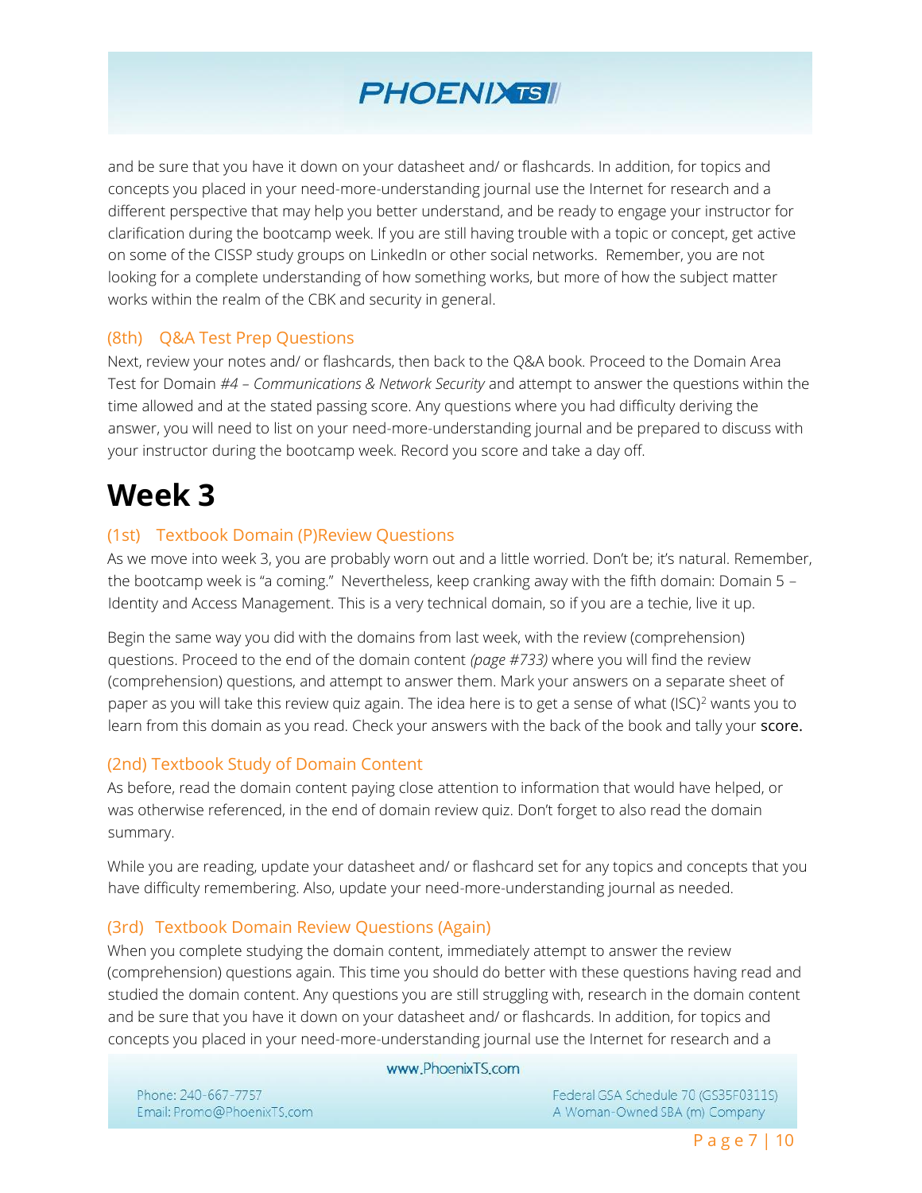and be sure that you have it down on your datasheet and/ or flashcards. In addition, for topics and concepts you placed in your need-more-understanding journal use the Internet for research and a different perspective that may help you better understand, and be ready to engage your instructor for clarification during the bootcamp week. If you are still having trouble with a topic or concept, get active on some of the CISSP study groups on LinkedIn or other social networks. Remember, you are not looking for a complete understanding of how something works, but more of how the subject matter works within the realm of the CBK and security in general.

### (8th) Q&A Test Prep Questions

Next, review your notes and/ or flashcards, then back to the Q&A book. Proceed to the Domain Area Test for Domain *#4 – Communications & Network Security* and attempt to answer the questions within the time allowed and at the stated passing score. Any questions where you had difficulty deriving the answer, you will need to list on your need-more-understanding journal and be prepared to discuss with your instructor during the bootcamp week. Record you score and take a day off.

# Week 3

### (1st) Textbook Domain (P)Review Questions

As we move into week 3, you are probably worn out and a little worried. Don't be; it's natural. Remember, the bootcamp week is "a coming." Nevertheless, keep cranking away with the fifth domain: Domain 5 – Identity and Access Management. This is a very technical domain, so if you are a techie, live it up.

Begin the same way you did with the domains from last week, with the review (comprehension) questions. Proceed to the end of the domain content *(page #733)* where you will find the review (comprehension) questions, and attempt to answer them. Mark your answers on a separate sheet of paper as you will take this review quiz again. The idea here is to get a sense of what (ISC)² wants you to learn from this domain as you read. Check your answers with the back of the book and tally your **score.**

### (2nd) Textbook Study of Domain Content

As before, read the domain content paying close attention to information that would have helped, or was otherwise referenced, in the end of domain review quiz. Don't forget to also read the domain summary.

While you are reading, update your datasheet and/ or flashcard set for any topics and concepts that you have difficulty remembering. Also, update your need-more-understanding journal as needed.

### (3rd) Textbook Domain Review Questions (Again)

When you complete studying the domain content, immediately attempt to answer the review (comprehension) questions again. This time you should do better with these questions having read and studied the domain content. Any questions you are still struggling with, research in the domain content and be sure that you have it down on your datasheet and/ or flashcards. In addition, for topics and concepts you placed in your need-more-understanding journal use the Internet for research and a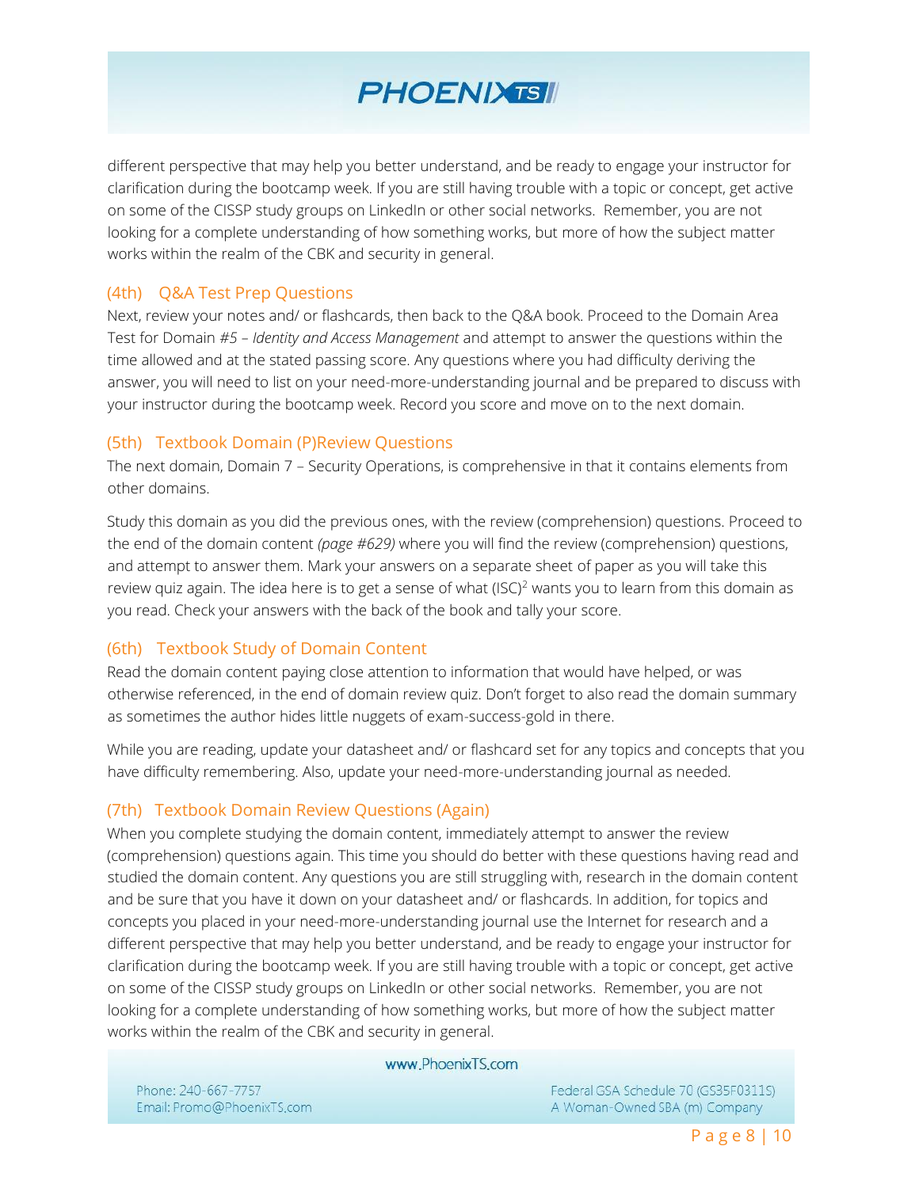different perspective that may help you better understand, and be ready to engage your instructor for clarification during the bootcamp week. If you are still having trouble with a topic or concept, get active on some of the CISSP study groups on LinkedIn or other social networks. Remember, you are not looking for a complete understanding of how something works, but more of how the subject matter works within the realm of the CBK and security in general.

### (4th) Q&A Test Prep Questions

Next, review your notes and/ or flashcards, then back to the Q&A book. Proceed to the Domain Area Test for Domain #5 – *Identity and Access Management* and attempt to answer the questions within the time allowed and at the stated passing score. Any questions where you had difficulty deriving the answer, you will need to list on your need-more-understanding journal and be prepared to discuss with your instructor during the bootcamp week. Record you score and move on to the next domain.

### (5th) Textbook Domain (P)Review Questions

The next domain, Domain 7 – Security Operations, is comprehensive in that it contains elements from other domains.

Study this domain as you did the previous ones, with the review (comprehension) questions. Proceed to the end of the domain content *(page #629)* where you will find the review (comprehension) questions, and attempt to answer them. Mark your answers on a separate sheet of paper as you will take this review quiz again. The idea here is to get a sense of what (ISC)² wants you to learn from this domain as you read. Check your answers with the back of the book and tally your score.

### (6th) Textbook Study of Domain Content

Read the domain content paying close attention to information that would have helped, or was otherwise referenced, in the end of domain review quiz. Don't forget to also read the domain summary as sometimes the author hides little nuggets of exam-success-gold in there.

While you are reading, update your datasheet and/ or flashcard set for any topics and concepts that you have difficulty remembering. Also, update your need-more-understanding journal as needed.

### (7th) Textbook Domain Review Questions (Again)

When you complete studying the domain content, immediately attempt to answer the review (comprehension) questions again. This time you should do better with these questions having read and studied the domain content. Any questions you are still struggling with, research in the domain content and be sure that you have it down on your datasheet and/ or flashcards. In addition, for topics and concepts you placed in your need-more-understanding journal use the Internet for research and a different perspective that may help you better understand, and be ready to engage your instructor for clarification during the bootcamp week. If you are still having trouble with a topic or concept, get active on some of the CISSP study groups on LinkedIn or other social networks. Remember, you are not looking for a complete understanding of how something works, but more of how the subject matter works within the realm of the CBK and security in general.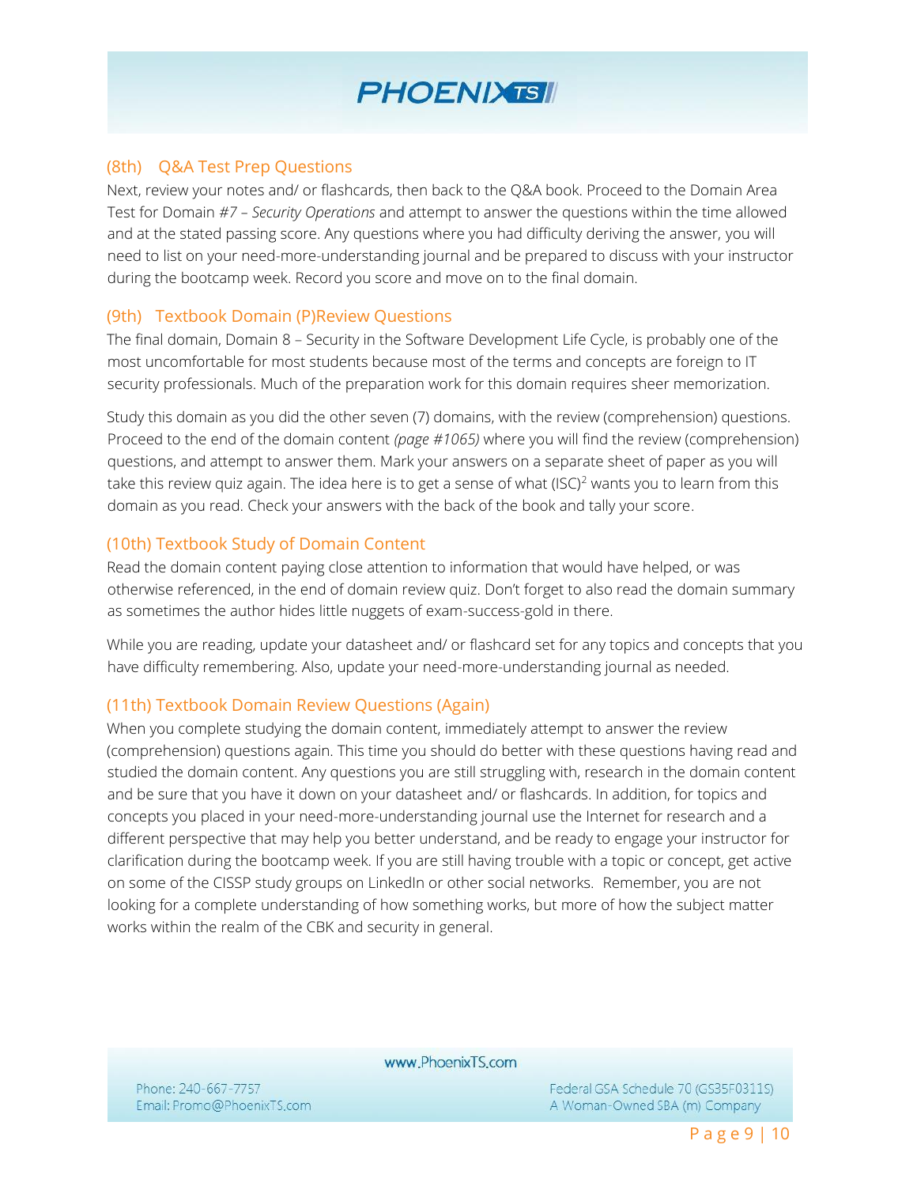### (8th) Q&A Test Prep Questions

Next, review your notes and/ or flashcards, then back to the Q&A book. Proceed to the Domain Area Test for Domain #7 – *Security Operations* and attempt to answer the questions within the time allowed and at the stated passing score. Any questions where you had difficulty deriving the answer, you will need to list on your need-more-understanding journal and be prepared to discuss with your instructor during the bootcamp week. Record you score and move on to the final domain.

### (9th) Textbook Domain (P)Review Questions

The final domain, Domain 8 – Security in the Software Development Life Cycle, is probably one of the most uncomfortable for most students because most of the terms and concepts are foreign to IT security professionals. Much of the preparation work for this domain requires sheer memorization.

Study this domain as you did the other seven (7) domains, with the review (comprehension) questions. Proceed to the end of the domain content *(page #1065)* where you will find the review (comprehension) questions, and attempt to answer them. Mark your answers on a separate sheet of paper as you will take this review quiz again. The idea here is to get a sense of what (ISC)² wants you to learn from this domain as you read. Check your answers with the back of the book and tally your score.

### (10th) Textbook Study of Domain Content

Read the domain content paying close attention to information that would have helped, or was otherwise referenced, in the end of domain review quiz. Don't forget to also read the domain summary as sometimes the author hides little nuggets of exam-success-gold in there.

While you are reading, update your datasheet and/ or flashcard set for any topics and concepts that you have difficulty remembering. Also, update your need-more-understanding journal as needed.

### (11th) Textbook Domain Review Questions (Again)

When you complete studying the domain content, immediately attempt to answer the review (comprehension) questions again. This time you should do better with these questions having read and studied the domain content. Any questions you are still struggling with, research in the domain content and be sure that you have it down on your datasheet and/ or flashcards. In addition, for topics and concepts you placed in your need-more-understanding journal use the Internet for research and a different perspective that may help you better understand, and be ready to engage your instructor for clarification during the bootcamp week. If you are still having trouble with a topic or concept, get active on some of the CISSP study groups on LinkedIn or other social networks. Remember, you are not looking for a complete understanding of how something works, but more of how the subject matter works within the realm of the CBK and security in general.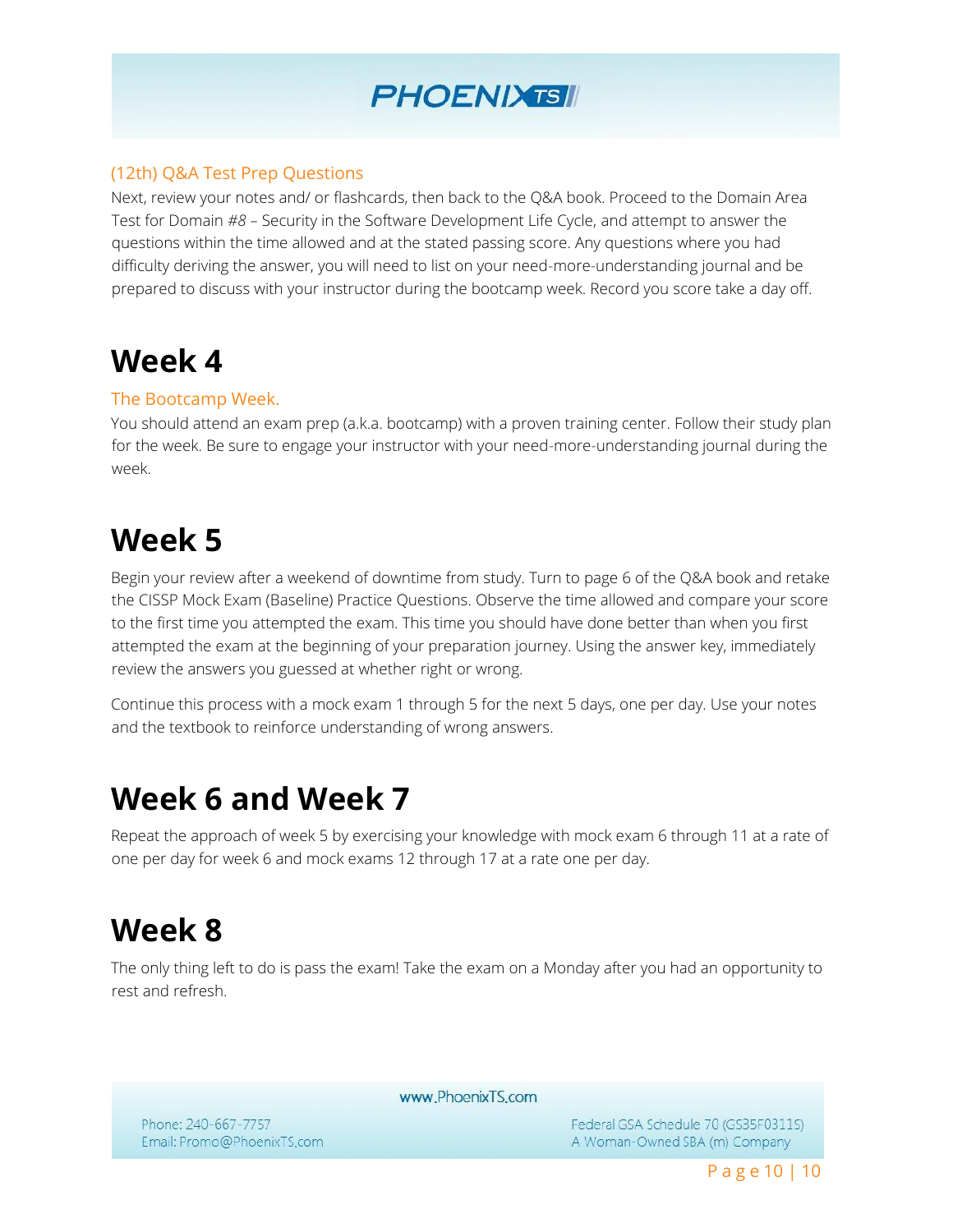### (12th) Q&A Test Prep Questions

Next, review your notes and/ or flashcards, then back to the Q&A book. Proceed to the Domain Area Test for Domain *#8* – Security in the Software Development Life Cycle, and attempt to answer the questions within the time allowed and at the stated passing score. Any questions where you had difficulty deriving the answer, you will need to list on your need-more-understanding journal and be prepared to discuss with your instructor during the bootcamp week. Record you score take a day off.

# Week 4

### The Bootcamp Week.

You should attend an exam prep (a.k.a. bootcamp) with a proven training center. Follow their study plan for the week. Be sure to engage your instructor with your need-more-understanding journal during the week.

# Week 5

Begin your review after a weekend of downtime from study. Turn to page 6 of the Q&A book and retake the CISSP Mock Exam (Baseline) Practice Questions. Observe the time allowed and compare your score to the first time you attempted the exam. This time you should have done better than when you first attempted the exam at the beginning of your preparation journey. Using the answer key, immediately review the answers you guessed at whether right or wrong.

Continue this process with a mock exam 1 through 5 for the next 5 days, one per day. Use your notes and the textbook to reinforce understanding of wrong answers.

# Week 6 and Week 7

Repeat the approach of week 5 by exercising your knowledge with mock exam 6 through 11 at a rate of one per day for week 6 and mock exams 12 through 17 at a rate one per day.

# Week 8

The only thing left to do is pass the exam! Take the exam on a Monday after you had an opportunity to rest and refresh.